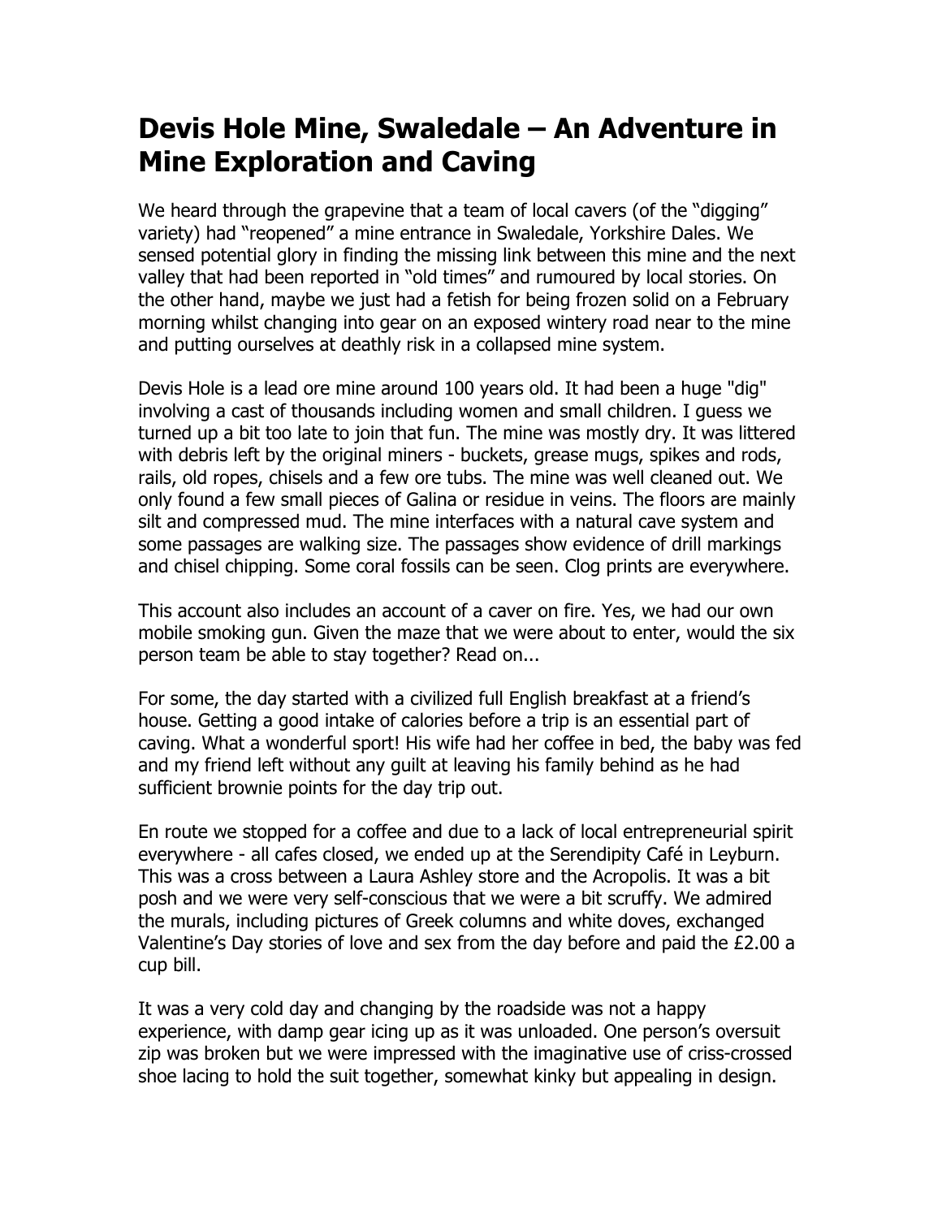# Devis Hole Mine, Swaledale – An Adventure in Mine Exploration and Caving

We heard through the grapevine that a team of local cavers (of the "digging" variety) had "reopened" a mine entrance in Swaledale, Yorkshire Dales. We sensed potential glory in finding the missing link between this mine and the next valley that had been reported in "old times" and rumoured by local stories. On the other hand, maybe we just had a fetish for being frozen solid on a February morning whilst changing into gear on an exposed wintery road near to the mine and putting ourselves at deathly risk in a collapsed mine system.

Devis Hole is a lead ore mine around 100 years old. It had been a huge "dig" involving a cast of thousands including women and small children. I guess we turned up a bit too late to join that fun. The mine was mostly dry. It was littered with debris left by the original miners - buckets, grease mugs, spikes and rods, rails, old ropes, chisels and a few ore tubs. The mine was well cleaned out. We only found a few small pieces of Galina or residue in veins. The floors are mainly silt and compressed mud. The mine interfaces with a natural cave system and some passages are walking size. The passages show evidence of drill markings and chisel chipping. Some coral fossils can be seen. Clog prints are everywhere.

This account also includes an account of a caver on fire. Yes, we had our own mobile smoking gun. Given the maze that we were about to enter, would the six person team be able to stay together? Read on...

For some, the day started with a civilized full English breakfast at a friend's house. Getting a good intake of calories before a trip is an essential part of caving. What a wonderful sport! His wife had her coffee in bed, the baby was fed and my friend left without any guilt at leaving his family behind as he had sufficient brownie points for the day trip out.

En route we stopped for a coffee and due to a lack of local entrepreneurial spirit everywhere - all cafes closed, we ended up at the Serendipity Café in Leyburn. This was a cross between a Laura Ashley store and the Acropolis. It was a bit posh and we were very self-conscious that we were a bit scruffy. We admired the murals, including pictures of Greek columns and white doves, exchanged Valentine's Day stories of love and sex from the day before and paid the £2.00 a cup bill.

It was a very cold day and changing by the roadside was not a happy experience, with damp gear icing up as it was unloaded. One person's oversuit zip was broken but we were impressed with the imaginative use of criss-crossed shoe lacing to hold the suit together, somewhat kinky but appealing in design.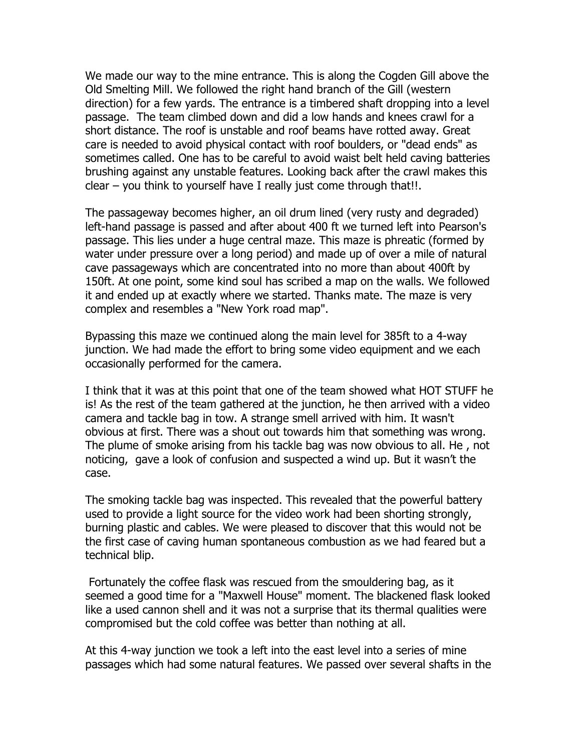We made our way to the mine entrance. This is along the Cogden Gill above the Old Smelting Mill. We followed the right hand branch of the Gill (western direction) for a few yards. The entrance is a timbered shaft dropping into a level passage. The team climbed down and did a low hands and knees crawl for a short distance. The roof is unstable and roof beams have rotted away. Great care is needed to avoid physical contact with roof boulders, or "dead ends" as sometimes called. One has to be careful to avoid waist belt held caving batteries brushing against any unstable features. Looking back after the crawl makes this clear – you think to yourself have I really just come through that!!.

The passageway becomes higher, an oil drum lined (very rusty and degraded) left-hand passage is passed and after about 400 ft we turned left into Pearson's passage. This lies under a huge central maze. This maze is phreatic (formed by water under pressure over a long period) and made up of over a mile of natural cave passageways which are concentrated into no more than about 400ft by 150ft. At one point, some kind soul has scribed a map on the walls. We followed it and ended up at exactly where we started. Thanks mate. The maze is very complex and resembles a "New York road map".

Bypassing this maze we continued along the main level for 385ft to a 4-way junction. We had made the effort to bring some video equipment and we each occasionally performed for the camera.

I think that it was at this point that one of the team showed what HOT STUFF he is! As the rest of the team gathered at the junction, he then arrived with a video camera and tackle bag in tow. A strange smell arrived with him. It wasn't obvious at first. There was a shout out towards him that something was wrong. The plume of smoke arising from his tackle bag was now obvious to all. He , not noticing, gave a look of confusion and suspected a wind up. But it wasn't the case.

The smoking tackle bag was inspected. This revealed that the powerful battery used to provide a light source for the video work had been shorting strongly, burning plastic and cables. We were pleased to discover that this would not be the first case of caving human spontaneous combustion as we had feared but a technical blip.

Fortunately the coffee flask was rescued from the smouldering bag, as it seemed a good time for a "Maxwell House" moment. The blackened flask looked like a used cannon shell and it was not a surprise that its thermal qualities were compromised but the cold coffee was better than nothing at all.

At this 4-way junction we took a left into the east level into a series of mine passages which had some natural features. We passed over several shafts in the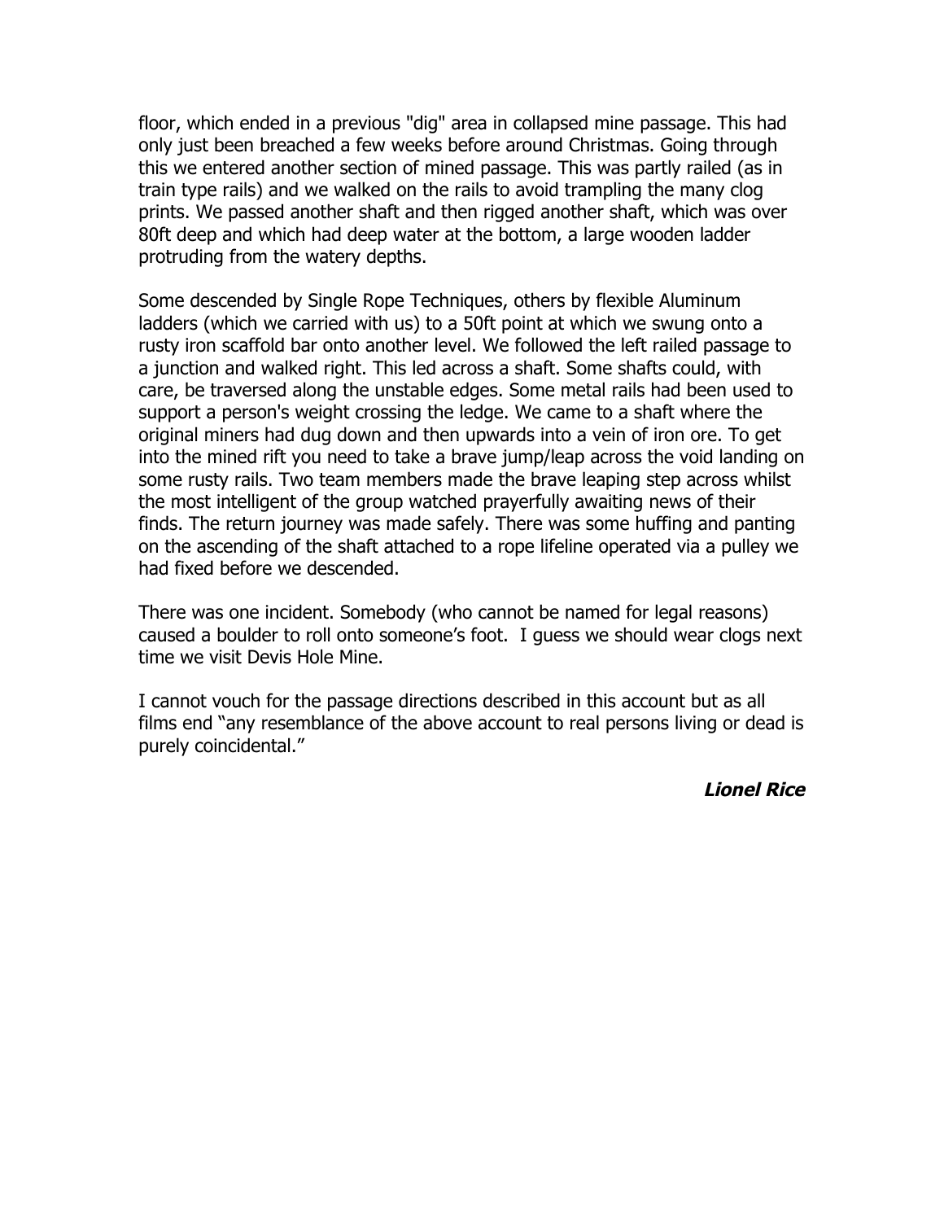floor, which ended in a previous "dig" area in collapsed mine passage. This had only just been breached a few weeks before around Christmas. Going through this we entered another section of mined passage. This was partly railed (as in train type rails) and we walked on the rails to avoid trampling the many clog prints. We passed another shaft and then rigged another shaft, which was over 80ft deep and which had deep water at the bottom, a large wooden ladder protruding from the watery depths.

Some descended by Single Rope Techniques, others by flexible Aluminum ladders (which we carried with us) to a 50ft point at which we swung onto a rusty iron scaffold bar onto another level. We followed the left railed passage to a junction and walked right. This led across a shaft. Some shafts could, with care, be traversed along the unstable edges. Some metal rails had been used to support a person's weight crossing the ledge. We came to a shaft where the original miners had dug down and then upwards into a vein of iron ore. To get into the mined rift you need to take a brave jump/leap across the void landing on some rusty rails. Two team members made the brave leaping step across whilst the most intelligent of the group watched prayerfully awaiting news of their finds. The return journey was made safely. There was some huffing and panting on the ascending of the shaft attached to a rope lifeline operated via a pulley we had fixed before we descended.

There was one incident. Somebody (who cannot be named for legal reasons) caused a boulder to roll onto someone's foot. I guess we should wear clogs next time we visit Devis Hole Mine.

I cannot vouch for the passage directions described in this account but as all films end "any resemblance of the above account to real persons living or dead is purely coincidental."

***Lionel Rice***